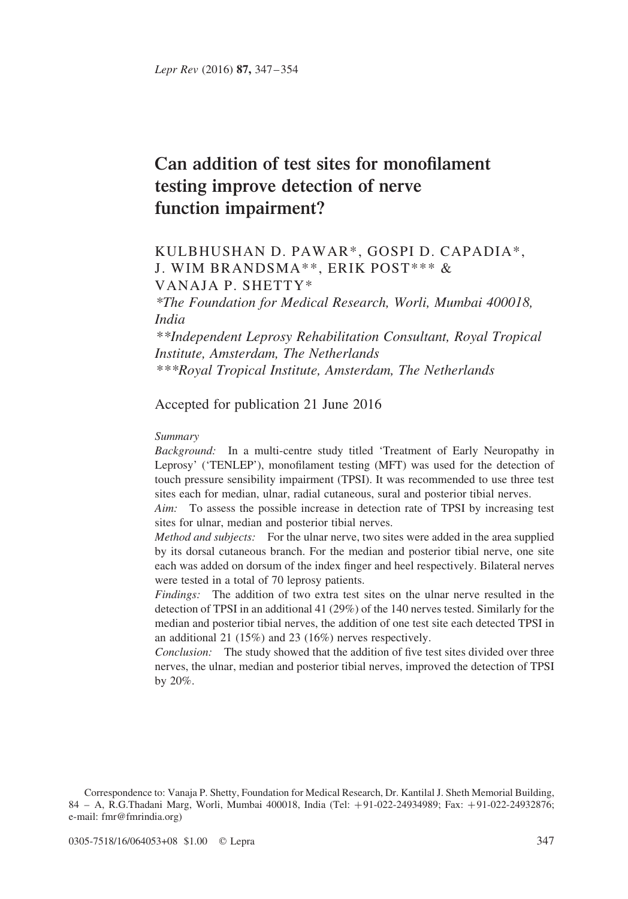# Can addition of test sites for monofilament testing improve detection of nerve function impairment?

KULBHUSHAN D. PAWAR*, GOSPI D. CAPADIA*, J. WIM BRANDSMA**, ERIK POST*** & VANAJA P. SHETTY*

*\*The Foundation for Medical Research, Worli, Mumbai 400018, India*
*\*\*Independent Leprosy Rehabilitation Consultant, Royal Tropical Institute, Amsterdam, The Netherlands*
*\*\*\*Royal Tropical Institute, Amsterdam, The Netherlands*

Accepted for publication 21 June 2016

*Summary*

*Background:* In a multi-centre study titled 'Treatment of Early Neuropathy in Leprosy' ('TENLEP'), monofilament testing (MFT) was used for the detection of touch pressure sensibility impairment (TPSI). It was recommended to use three test sites each for median, ulnar, radial cutaneous, sural and posterior tibial nerves.

*Aim:* To assess the possible increase in detection rate of TPSI by increasing test sites for ulnar, median and posterior tibial nerves.

*Method and subjects:* For the ulnar nerve, two sites were added in the area supplied by its dorsal cutaneous branch. For the median and posterior tibial nerve, one site each was added on dorsum of the index finger and heel respectively. Bilateral nerves were tested in a total of 70 leprosy patients.

*Findings:* The addition of two extra test sites on the ulnar nerve resulted in the detection of TPSI in an additional 41 (29%) of the 140 nerves tested. Similarly for the median and posterior tibial nerves, the addition of one test site each detected TPSI in an additional 21 (15%) and 23 (16%) nerves respectively.

*Conclusion:* The study showed that the addition of five test sites divided over three nerves, the ulnar, median and posterior tibial nerves, improved the detection of TPSI by 20%.

Correspondence to: Vanaja P. Shetty, Foundation for Medical Research, Dr. Kantilal J. Sheth Memorial Building, 84 – A, R.G.Thadani Marg, Worli, Mumbai 400018, India (Tel: +91-022-24934989; Fax: +91-022-24932876; e-mail: fmr@fmrindia.org)

0305-7518/16/064053+08 $1.00 © Lepra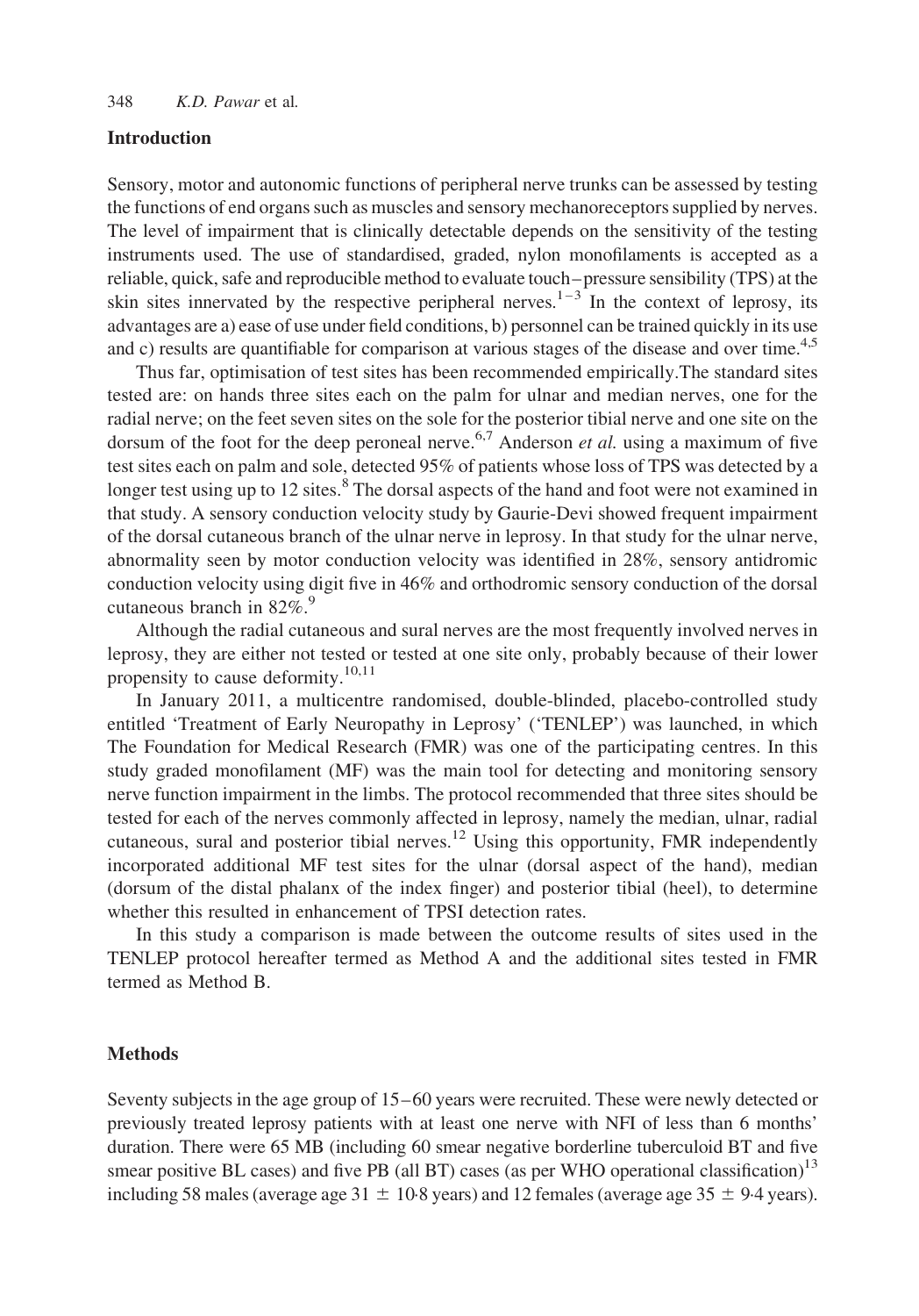## Introduction

Sensory, motor and autonomic functions of peripheral nerve trunks can be assessed by testing the functions of end organs such as muscles and sensory mechanoreceptors supplied by nerves. The level of impairment that is clinically detectable depends on the sensitivity of the testing instruments used. The use of standardised, graded, nylon monofilaments is accepted as a reliable, quick, safe and reproducible method to evaluate touch–pressure sensibility (TPS) at the skin sites innervated by the respective peripheral nerves.[1–3] In the context of leprosy, its advantages are a) ease of use under field conditions, b) personnel can be trained quickly in its use and c) results are quantifiable for comparison at various stages of the disease and over time.[4,5]

Thus far, optimisation of test sites has been recommended empirically.The standard sites tested are: on hands three sites each on the palm for ulnar and median nerves, one for the radial nerve; on the feet seven sites on the sole for the posterior tibial nerve and one site on the dorsum of the foot for the deep peroneal nerve.[6,7] Anderson *et al.* using a maximum of five test sites each on palm and sole, detected 95% of patients whose loss of TPS was detected by a longer test using up to 12 sites.[8] The dorsal aspects of the hand and foot were not examined in that study. A sensory conduction velocity study by Gaurie-Devi showed frequent impairment of the dorsal cutaneous branch of the ulnar nerve in leprosy. In that study for the ulnar nerve, abnormality seen by motor conduction velocity was identified in 28%, sensory antidromic conduction velocity using digit five in 46% and orthodromic sensory conduction of the dorsal cutaneous branch in 82%.[9]

Although the radial cutaneous and sural nerves are the most frequently involved nerves in leprosy, they are either not tested or tested at one site only, probably because of their lower propensity to cause deformity.[10,11]

In January 2011, a multicentre randomised, double-blinded, placebo-controlled study entitled 'Treatment of Early Neuropathy in Leprosy' ('TENLEP') was launched, in which The Foundation for Medical Research (FMR) was one of the participating centres. In this study graded monofilament (MF) was the main tool for detecting and monitoring sensory nerve function impairment in the limbs. The protocol recommended that three sites should be tested for each of the nerves commonly affected in leprosy, namely the median, ulnar, radial cutaneous, sural and posterior tibial nerves.[12] Using this opportunity, FMR independently incorporated additional MF test sites for the ulnar (dorsal aspect of the hand), median (dorsum of the distal phalanx of the index finger) and posterior tibial (heel), to determine whether this resulted in enhancement of TPSI detection rates.

In this study a comparison is made between the outcome results of sites used in the TENLEP protocol hereafter termed as Method A and the additional sites tested in FMR termed as Method B.

## Methods

Seventy subjects in the age group of 15–60 years were recruited. These were newly detected or previously treated leprosy patients with at least one nerve with NFI of less than 6 months' duration. There were 65 MB (including 60 smear negative borderline tuberculoid BT and five smear positive BL cases) and five PB (all BT) cases (as per WHO operational classification)[13] including 58 males (average age 31 ± 10·8 years) and 12 females (average age 35 ± 9·4 years).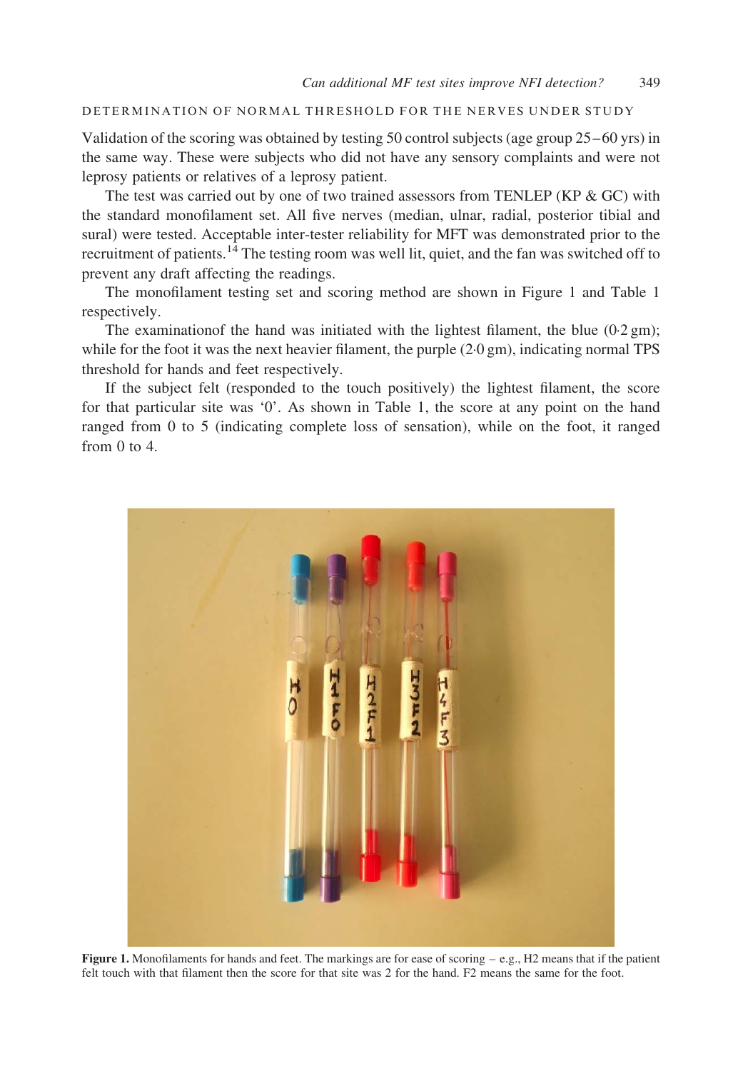## DETERMINATION OF NORMAL THRESHOLD FOR THE NERVES UNDER STUDY

Validation of the scoring was obtained by testing 50 control subjects (age group 25–60 yrs) in the same way. These were subjects who did not have any sensory complaints and were not leprosy patients or relatives of a leprosy patient.

The test was carried out by one of two trained assessors from TENLEP (KP & GC) with the standard monofilament set. All five nerves (median, ulnar, radial, posterior tibial and sural) were tested. Acceptable inter-tester reliability for MFT was demonstrated prior to the recruitment of patients.[14] The testing room was well lit, quiet, and the fan was switched off to prevent any draft affecting the readings.

The monofilament testing set and scoring method are shown in Figure 1 and Table 1 respectively.

The examinationof the hand was initiated with the lightest filament, the blue (0·2 gm); while for the foot it was the next heavier filament, the purple (2·0 gm), indicating normal TPS threshold for hands and feet respectively.

If the subject felt (responded to the touch positively) the lightest filament, the score for that particular site was '0'. As shown in Table 1, the score at any point on the hand ranged from 0 to 5 (indicating complete loss of sensation), while on the foot, it ranged from 0 to 4.

**Figure 1.** Monofilaments for hands and feet. The markings are for ease of scoring – e.g., H2 means that if the patient felt touch with that filament then the score for that site was 2 for the hand. F2 means the same for the foot.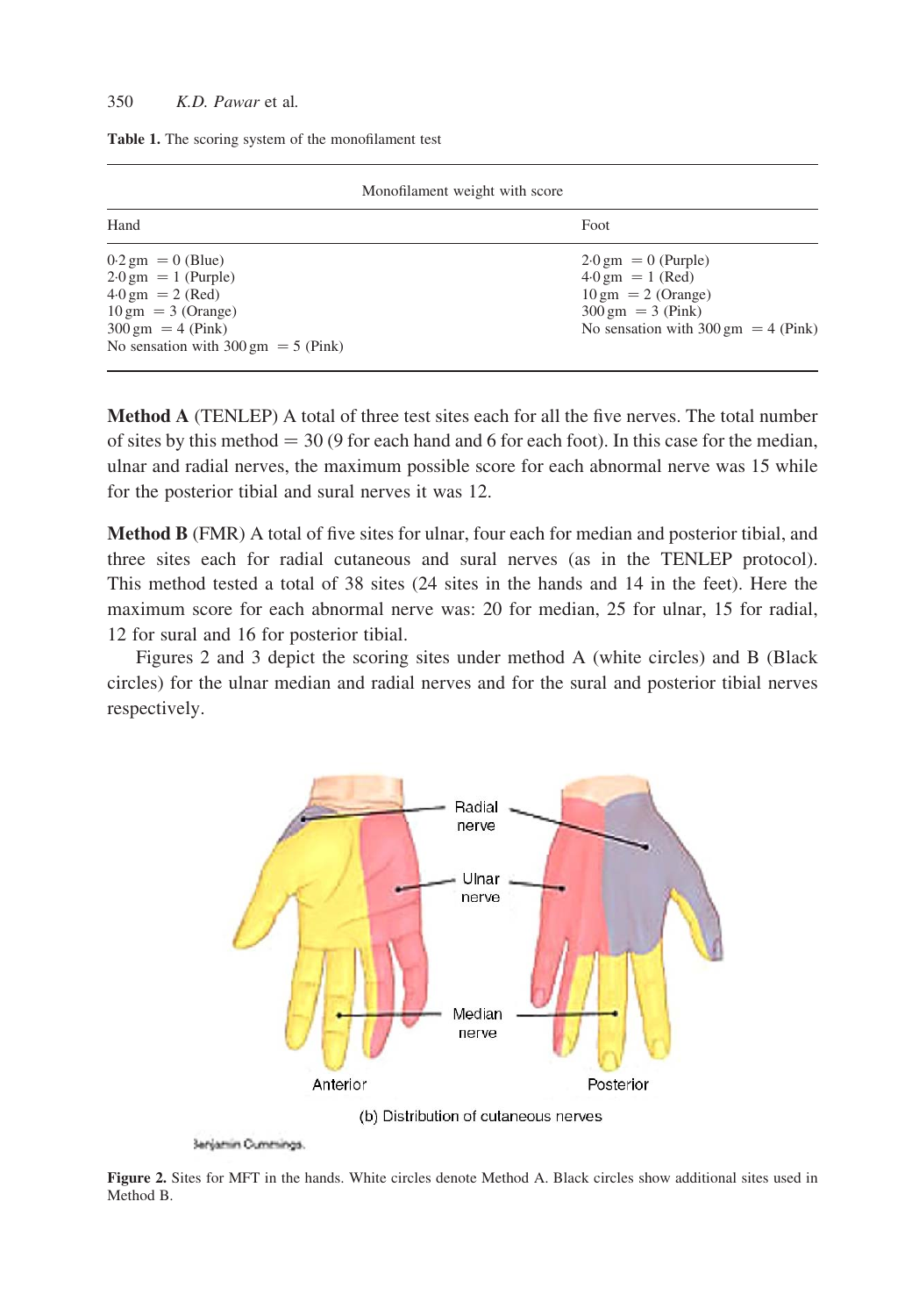**Table 1.** The scoring system of the monofilament test

| Monofilament weight with score | |
|---|---|
| Hand | Foot |
| 0·2 gm = 0 (Blue)<br>2·0 gm = 1 (Purple)<br>4·0 gm = 2 (Red)<br>10 gm = 3 (Orange)<br>300 gm = 4 (Pink)<br>No sensation with 300 gm = 5 (Pink) | 2·0 gm = 0 (Purple)<br>4·0 gm = 1 (Red)<br>10 gm = 2 (Orange)<br>300 gm = 3 (Pink)<br>No sensation with 300 gm = 4 (Pink) |

**Method A** (TENLEP) A total of three test sites each for all the five nerves. The total number of sites by this method = 30 (9 for each hand and 6 for each foot). In this case for the median, ulnar and radial nerves, the maximum possible score for each abnormal nerve was 15 while for the posterior tibial and sural nerves it was 12.

**Method B** (FMR) A total of five sites for ulnar, four each for median and posterior tibial, and three sites each for radial cutaneous and sural nerves (as in the TENLEP protocol). This method tested a total of 38 sites (24 sites in the hands and 14 in the feet). Here the maximum score for each abnormal nerve was: 20 for median, 25 for ulnar, 15 for radial, 12 for sural and 16 for posterior tibial.

Figures 2 and 3 depict the scoring sites under method A (white circles) and B (Black circles) for the ulnar median and radial nerves and for the sural and posterior tibial nerves respectively.

**Figure 2.** Sites for MFT in the hands. White circles denote Method A. Black circles show additional sites used in Method B.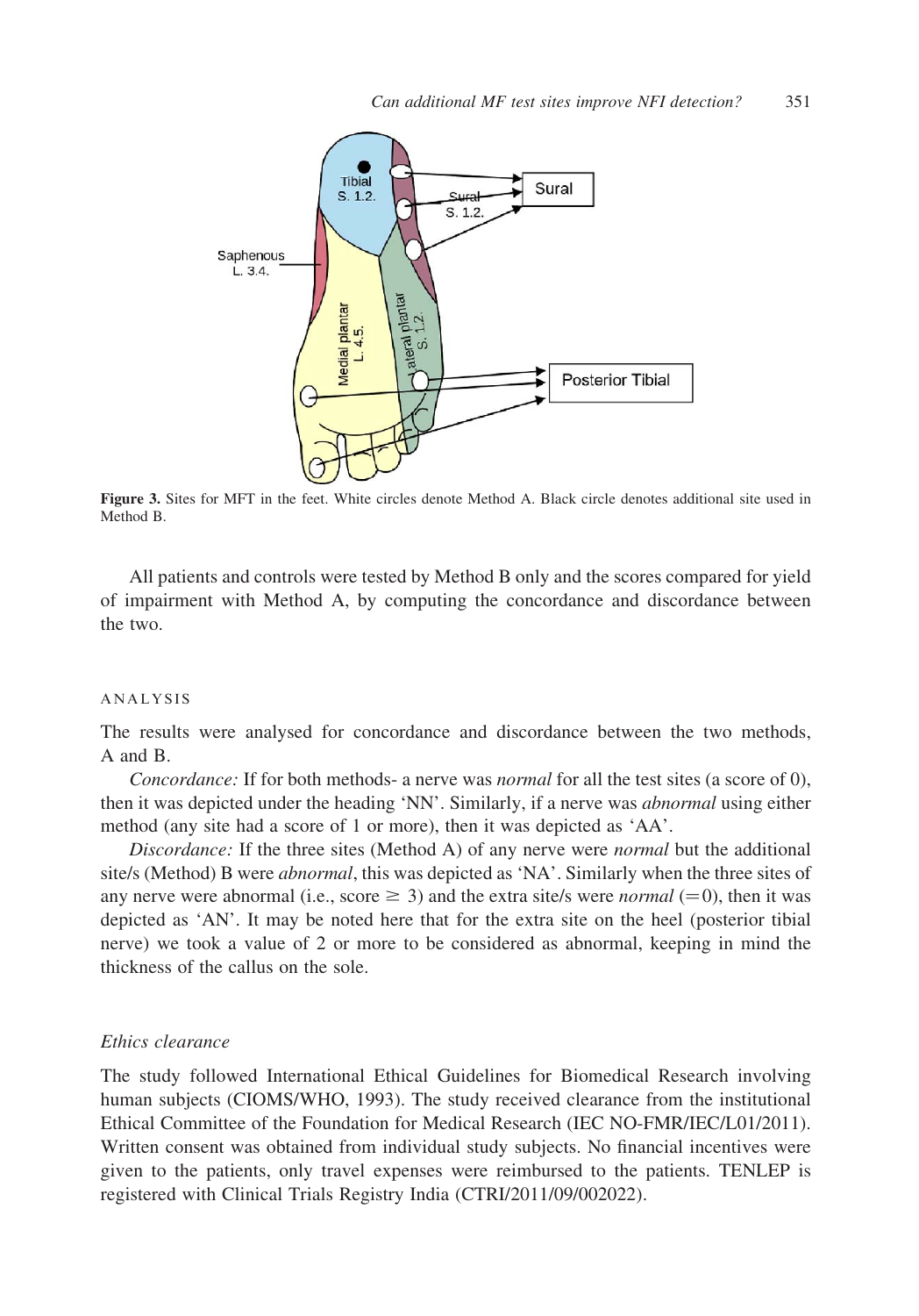**Figure 3.** Sites for MFT in the feet. White circles denote Method A. Black circle denotes additional site used in Method B.

All patients and controls were tested by Method B only and the scores compared for yield of impairment with Method A, by computing the concordance and discordance between the two.

## ANALYSIS

The results were analysed for concordance and discordance between the two methods, A and B.

*Concordance:* If for both methods- a nerve was *normal* for all the test sites (a score of 0), then it was depicted under the heading 'NN'. Similarly, if a nerve was *abnormal* using either method (any site had a score of 1 or more), then it was depicted as 'AA'.

*Discordance:* If the three sites (Method A) of any nerve were *normal* but the additional site/s (Method) B were *abnormal*, this was depicted as 'NA'. Similarly when the three sites of any nerve were abnormal (i.e., score $\geq$ 3) and the extra site/s were *normal* (=0), then it was depicted as 'AN'. It may be noted here that for the extra site on the heel (posterior tibial nerve) we took a value of 2 or more to be considered as abnormal, keeping in mind the thickness of the callus on the sole.

### Ethics clearance

The study followed International Ethical Guidelines for Biomedical Research involving human subjects (CIOMS/WHO, 1993). The study received clearance from the institutional Ethical Committee of the Foundation for Medical Research (IEC NO-FMR/IEC/L01/2011). Written consent was obtained from individual study subjects. No financial incentives were given to the patients, only travel expenses were reimbursed to the patients. TENLEP is registered with Clinical Trials Registry India (CTRI/2011/09/002022).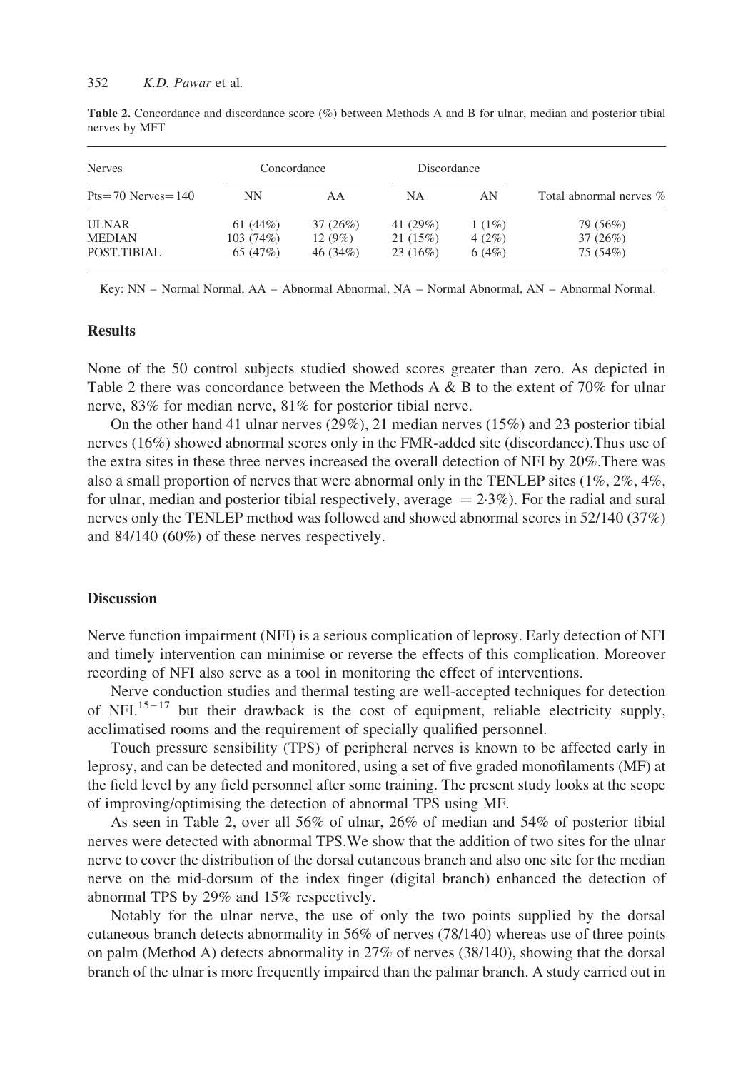**Table 2.** Concordance and discordance score (%) between Methods A and B for ulnar, median and posterior tibial nerves by MFT

| Nerves | Concordance | | Discordance | | |
|---|---|---|---|---|---|
| Pts=70 Nerves=140 | NN | AA | NA | AN | Total abnormal nerves % |
| ULNAR | 61 (44%) | 37 (26%) | 41 (29%) | 1 (1%) | 79 (56%) |
| MEDIAN | 103 (74%) | 12 (9%) | 21 (15%) | 4 (2%) | 37 (26%) |
| POST.TIBIAL | 65 (47%) | 46 (34%) | 23 (16%) | 6 (4%) | 75 (54%) |

Key: NN – Normal Normal, AA – Abnormal Abnormal, NA – Normal Abnormal, AN – Abnormal Normal.

## Results

None of the 50 control subjects studied showed scores greater than zero. As depicted in Table 2 there was concordance between the Methods A & B to the extent of 70% for ulnar nerve, 83% for median nerve, 81% for posterior tibial nerve.

On the other hand 41 ulnar nerves (29%), 21 median nerves (15%) and 23 posterior tibial nerves (16%) showed abnormal scores only in the FMR-added site (discordance).Thus use of the extra sites in these three nerves increased the overall detection of NFI by 20%.There was also a small proportion of nerves that were abnormal only in the TENLEP sites (1%, 2%, 4%, for ulnar, median and posterior tibial respectively, average = 2·3%). For the radial and sural nerves only the TENLEP method was followed and showed abnormal scores in 52/140 (37%) and 84/140 (60%) of these nerves respectively.

## Discussion

Nerve function impairment (NFI) is a serious complication of leprosy. Early detection of NFI and timely intervention can minimise or reverse the effects of this complication. Moreover recording of NFI also serve as a tool in monitoring the effect of interventions.

Nerve conduction studies and thermal testing are well-accepted techniques for detection of NFI.[15–17] but their drawback is the cost of equipment, reliable electricity supply, acclimatised rooms and the requirement of specially qualified personnel.

Touch pressure sensibility (TPS) of peripheral nerves is known to be affected early in leprosy, and can be detected and monitored, using a set of five graded monofilaments (MF) at the field level by any field personnel after some training. The present study looks at the scope of improving/optimising the detection of abnormal TPS using MF.

As seen in Table 2, over all 56% of ulnar, 26% of median and 54% of posterior tibial nerves were detected with abnormal TPS.We show that the addition of two sites for the ulnar nerve to cover the distribution of the dorsal cutaneous branch and also one site for the median nerve on the mid-dorsum of the index finger (digital branch) enhanced the detection of abnormal TPS by 29% and 15% respectively.

Notably for the ulnar nerve, the use of only the two points supplied by the dorsal cutaneous branch detects abnormality in 56% of nerves (78/140) whereas use of three points on palm (Method A) detects abnormality in 27% of nerves (38/140), showing that the dorsal branch of the ulnar is more frequently impaired than the palmar branch. A study carried out in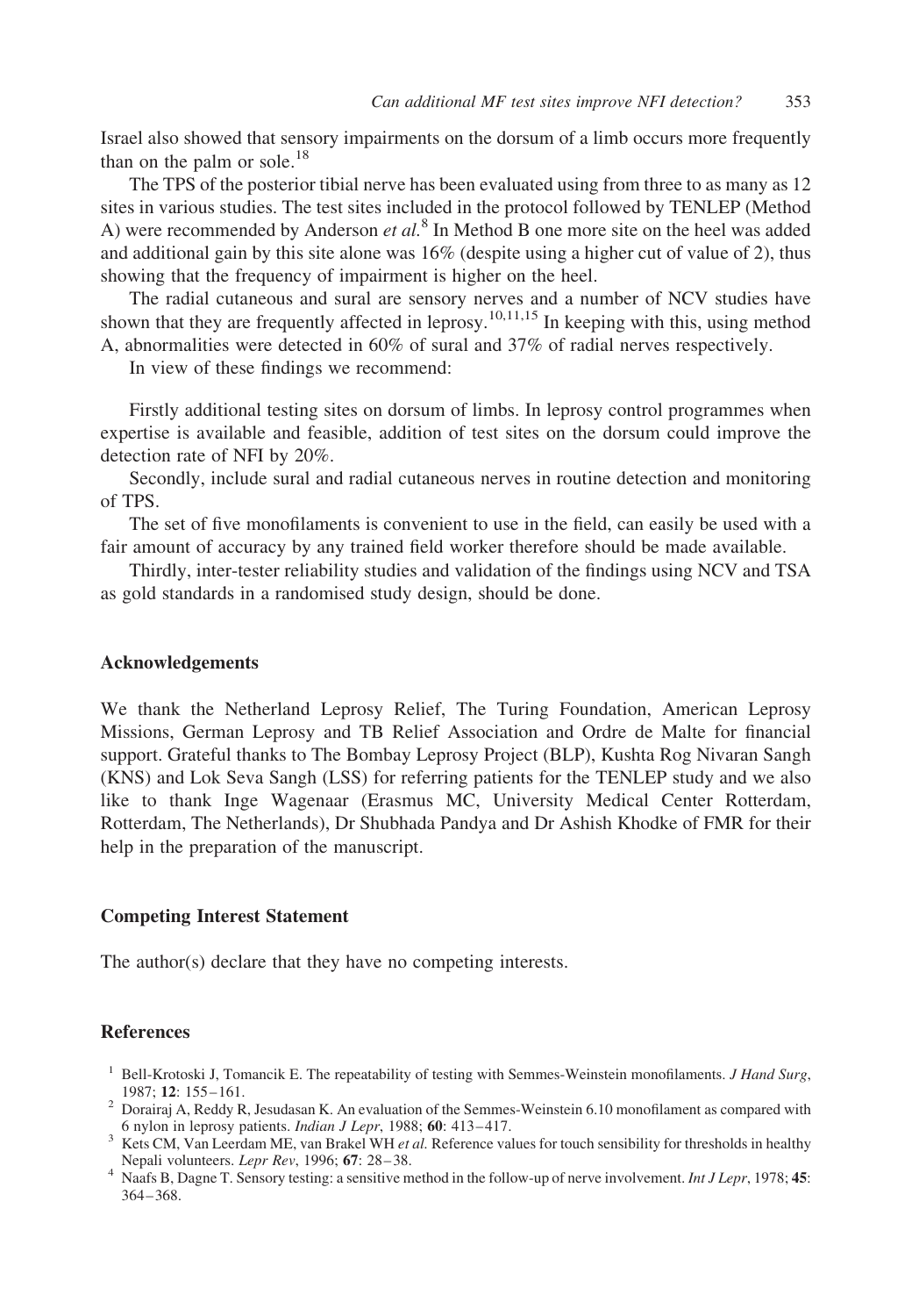Israel also showed that sensory impairments on the dorsum of a limb occurs more frequently than on the palm or sole.[18]

The TPS of the posterior tibial nerve has been evaluated using from three to as many as 12 sites in various studies. The test sites included in the protocol followed by TENLEP (Method A) were recommended by Anderson *et al.*[8] In Method B one more site on the heel was added and additional gain by this site alone was 16% (despite using a higher cut of value of 2), thus showing that the frequency of impairment is higher on the heel.

The radial cutaneous and sural are sensory nerves and a number of NCV studies have shown that they are frequently affected in leprosy.[10,11,15] In keeping with this, using method A, abnormalities were detected in 60% of sural and 37% of radial nerves respectively.

In view of these findings we recommend:

Firstly additional testing sites on dorsum of limbs. In leprosy control programmes when expertise is available and feasible, addition of test sites on the dorsum could improve the detection rate of NFI by 20%.

Secondly, include sural and radial cutaneous nerves in routine detection and monitoring of TPS.

The set of five monofilaments is convenient to use in the field, can easily be used with a fair amount of accuracy by any trained field worker therefore should be made available.

Thirdly, inter-tester reliability studies and validation of the findings using NCV and TSA as gold standards in a randomised study design, should be done.

## Acknowledgements

We thank the Netherland Leprosy Relief, The Turing Foundation, American Leprosy Missions, German Leprosy and TB Relief Association and Ordre de Malte for financial support. Grateful thanks to The Bombay Leprosy Project (BLP), Kushta Rog Nivaran Sangh (KNS) and Lok Seva Sangh (LSS) for referring patients for the TENLEP study and we also like to thank Inge Wagenaar (Erasmus MC, University Medical Center Rotterdam, Rotterdam, The Netherlands), Dr Shubhada Pandya and Dr Ashish Khodke of FMR for their help in the preparation of the manuscript.

## Competing Interest Statement

The author(s) declare that they have no competing interests.

## References

1. Bell-Krotoski J, Tomancik E. The repeatability of testing with Semmes-Weinstein monofilaments. *J Hand Surg*, 1987; **12**: 155–161.
2. Dorairaj A, Reddy R, Jesudasan K. An evaluation of the Semmes-Weinstein 6.10 monofilament as compared with 6 nylon in leprosy patients. *Indian J Lepr*, 1988; **60**: 413–417.
3. Kets CM, Van Leerdam ME, van Brakel WH *et al.* Reference values for touch sensibility for thresholds in healthy Nepali volunteers. *Lepr Rev*, 1996; **67**: 28–38.
4. Naafs B, Dagne T. Sensory testing: a sensitive method in the follow-up of nerve involvement. *Int J Lepr*, 1978; **45**: 364–368.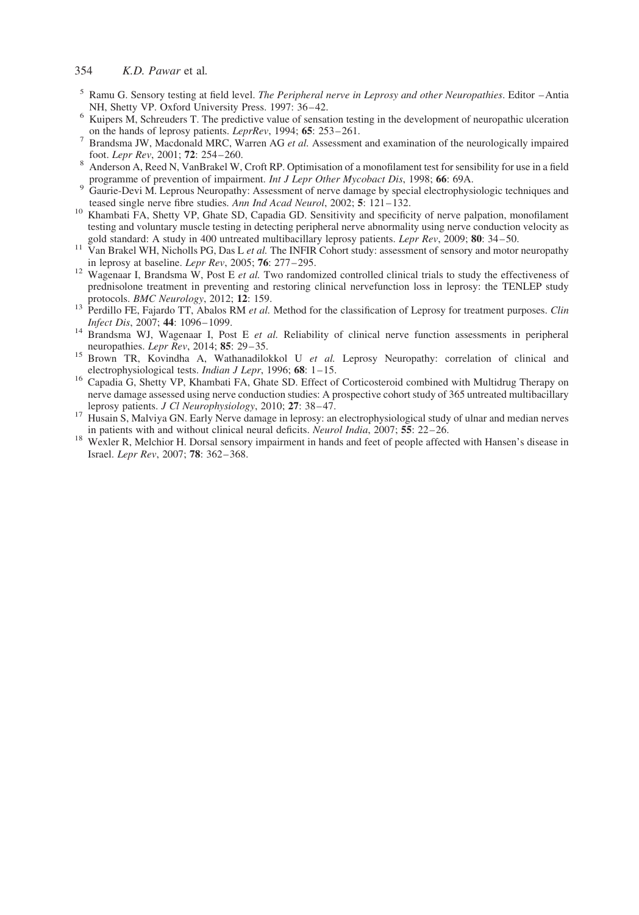[5] Ramu G. Sensory testing at field level. *The Peripheral nerve in Leprosy and other Neuropathies*. Editor – Antia NH, Shetty VP. Oxford University Press. 1997: 36–42.

[6] Kuipers M, Schreuders T. The predictive value of sensation testing in the development of neuropathic ulceration on the hands of leprosy patients. *LeprRev*, 1994; **65**: 253–261.

[7] Brandsma JW, Macdonald MRC, Warren AG *et al.* Assessment and examination of the neurologically impaired foot. *Lepr Rev*, 2001; **72**: 254–260.

[8] Anderson A, Reed N, VanBrakel W, Croft RP. Optimisation of a monofilament test for sensibility for use in a field programme of prevention of impairment. *Int J Lepr Other Mycobact Dis*, 1998; **66**: 69A.

[9] Gaurie-Devi M. Leprous Neuropathy: Assessment of nerve damage by special electrophysiologic techniques and teased single nerve fibre studies. *Ann Ind Acad Neurol*, 2002; **5**: 121–132.

[10] Khambati FA, Shetty VP, Ghate SD, Capadia GD. Sensitivity and specificity of nerve palpation, monofilament testing and voluntary muscle testing in detecting peripheral nerve abnormality using nerve conduction velocity as gold standard: A study in 400 untreated multibacillary leprosy patients. *Lepr Rev*, 2009; **80**: 34–50.

[11] Van Brakel WH, Nicholls PG, Das L *et al.* The INFIR Cohort study: assessment of sensory and motor neuropathy in leprosy at baseline. *Lepr Rev*, 2005; **76**: 277–295.

[12] Wagenaar I, Brandsma W, Post E *et al.* Two randomized controlled clinical trials to study the effectiveness of prednisolone treatment in preventing and restoring clinical nervefunction loss in leprosy: the TENLEP study protocols. *BMC Neurology*, 2012; **12**: 159.

[13] Perdillo FE, Fajardo TT, Abalos RM *et al.* Method for the classification of Leprosy for treatment purposes. *Clin Infect Dis*, 2007; **44**: 1096–1099.

[14] Brandsma WJ, Wagenaar I, Post E *et al.* Reliability of clinical nerve function assessments in peripheral neuropathies. *Lepr Rev*, 2014; **85**: 29–35.

[15] Brown TR, Kovindha A, Wathanadilokkol U *et al.* Leprosy Neuropathy: correlation of clinical and electrophysiological tests. *Indian J Lepr*, 1996; **68**: 1–15.

[16] Capadia G, Shetty VP, Khambati FA, Ghate SD. Effect of Corticosteroid combined with Multidrug Therapy on nerve damage assessed using nerve conduction studies: A prospective cohort study of 365 untreated multibacillary leprosy patients. *J Cl Neurophysiology*, 2010; **27**: 38–47.

[17] Husain S, Malviya GN. Early Nerve damage in leprosy: an electrophysiological study of ulnar and median nerves in patients with and without clinical neural deficits. *Neurol India*, 2007; **55**: 22–26.

[18] Wexler R, Melchior H. Dorsal sensory impairment in hands and feet of people affected with Hansen's disease in Israel. *Lepr Rev*, 2007; **78**: 362–368.